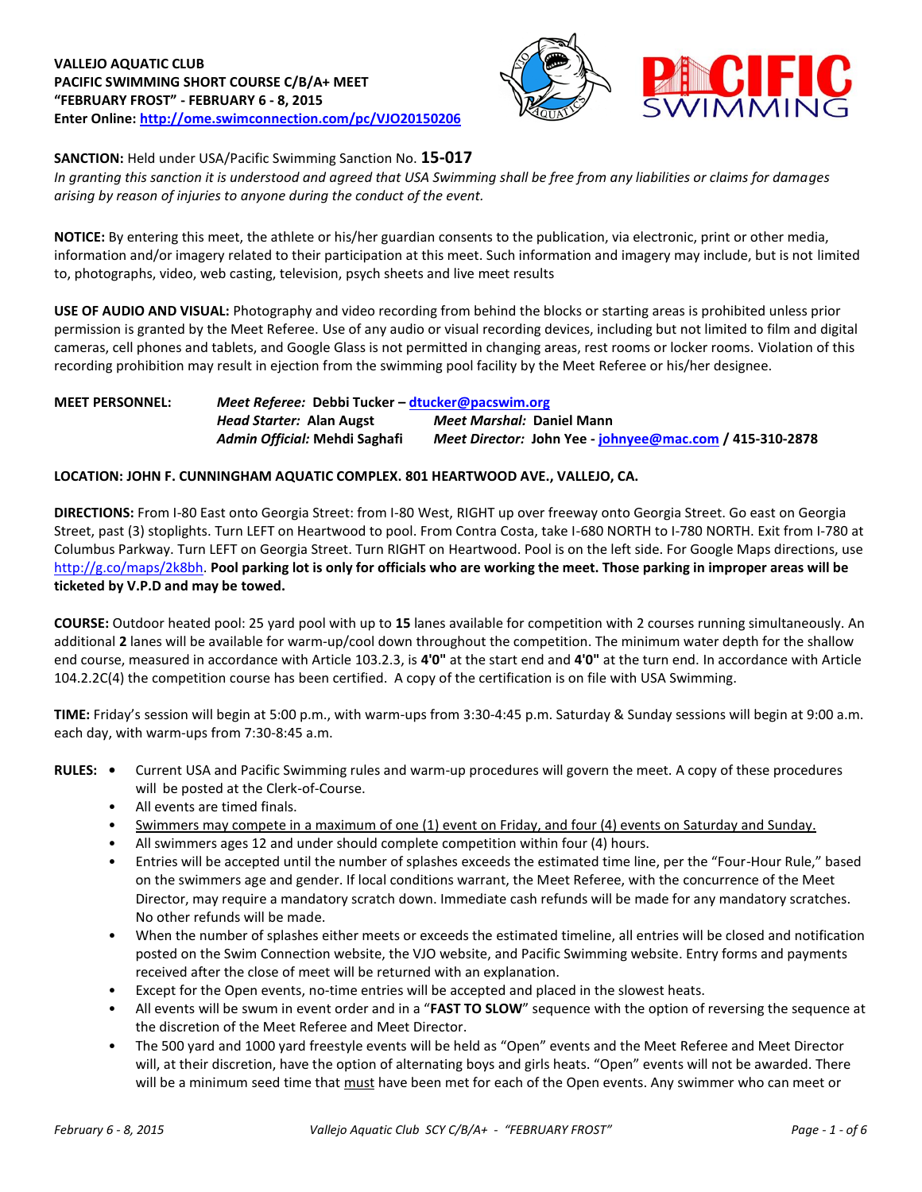**VALLEJO AQUATIC CLUB**
**PACIFIC SWIMMING SHORT COURSE C/B/A+ MEET**
**"FEBRUARY FROST" - FEBRUARY 6 - 8, 2015**
**Enter Online: http://ome.swimconnection.com/pc/VJO20150206**

**SANCTION:** Held under USA/Pacific Swimming Sanction No. **15-017**
*In granting this sanction it is understood and agreed that USA Swimming shall be free from any liabilities or claims for damages arising by reason of injuries to anyone during the conduct of the event.*

**NOTICE:** By entering this meet, the athlete or his/her guardian consents to the publication, via electronic, print or other media, information and/or imagery related to their participation at this meet. Such information and imagery may include, but is not limited to, photographs, video, web casting, television, psych sheets and live meet results

**USE OF AUDIO AND VISUAL:** Photography and video recording from behind the blocks or starting areas is prohibited unless prior permission is granted by the Meet Referee. Use of any audio or visual recording devices, including but not limited to film and digital cameras, cell phones and tablets, and Google Glass is not permitted in changing areas, rest rooms or locker rooms. Violation of this recording prohibition may result in ejection from the swimming pool facility by the Meet Referee or his/her designee.

**MEET PERSONNEL:**
*Meet Referee:* **Debbi Tucker – dtucker@pacswim.org**
*Head Starter:* **Alan Augst** *Meet Marshal:* **Daniel Mann**
*Admin Official:* **Mehdi Saghafi** *Meet Director:* **John Yee - johnyee@mac.com / 415-310-2878**

**LOCATION: JOHN F. CUNNINGHAM AQUATIC COMPLEX. 801 HEARTWOOD AVE., VALLEJO, CA.**

**DIRECTIONS:** From I-80 East onto Georgia Street: from I-80 West, RIGHT up over freeway onto Georgia Street. Go east on Georgia Street, past (3) stoplights. Turn LEFT on Heartwood to pool. From Contra Costa, take I-680 NORTH to I-780 NORTH. Exit from I-780 at Columbus Parkway. Turn LEFT on Georgia Street. Turn RIGHT on Heartwood. Pool is on the left side. For Google Maps directions, use http://g.co/maps/2k8bh. **Pool parking lot is only for officials who are working the meet. Those parking in improper areas will be ticketed by V.P.D and may be towed.**

**COURSE:** Outdoor heated pool: 25 yard pool with up to **15** lanes available for competition with 2 courses running simultaneously. An additional **2** lanes will be available for warm-up/cool down throughout the competition. The minimum water depth for the shallow end course, measured in accordance with Article 103.2.3, is **4'0"** at the start end and **4'0"** at the turn end. In accordance with Article 104.2.2C(4) the competition course has been certified. A copy of the certification is on file with USA Swimming.

**TIME:** Friday's session will begin at 5:00 p.m., with warm-ups from 3:30-4:45 p.m. Saturday & Sunday sessions will begin at 9:00 a.m. each day, with warm-ups from 7:30-8:45 a.m.

**RULES:**

- Current USA and Pacific Swimming rules and warm-up procedures will govern the meet. A copy of these procedures will be posted at the Clerk-of-Course.
- All events are timed finals.
- Swimmers may compete in a maximum of one (1) event on Friday, and four (4) events on Saturday and Sunday.
- All swimmers ages 12 and under should complete competition within four (4) hours.
- Entries will be accepted until the number of splashes exceeds the estimated time line, per the "Four-Hour Rule," based on the swimmers age and gender. If local conditions warrant, the Meet Referee, with the concurrence of the Meet Director, may require a mandatory scratch down. Immediate cash refunds will be made for any mandatory scratches. No other refunds will be made.
- When the number of splashes either meets or exceeds the estimated timeline, all entries will be closed and notification posted on the Swim Connection website, the VJO website, and Pacific Swimming website. Entry forms and payments received after the close of meet will be returned with an explanation.
- Except for the Open events, no-time entries will be accepted and placed in the slowest heats.
- All events will be swum in event order and in a "**FAST TO SLOW**" sequence with the option of reversing the sequence at the discretion of the Meet Referee and Meet Director.
- The 500 yard and 1000 yard freestyle events will be held as "Open" events and the Meet Referee and Meet Director will, at their discretion, have the option of alternating boys and girls heats. "Open" events will not be awarded. There will be a minimum seed time that must have been met for each of the Open events. Any swimmer who can meet or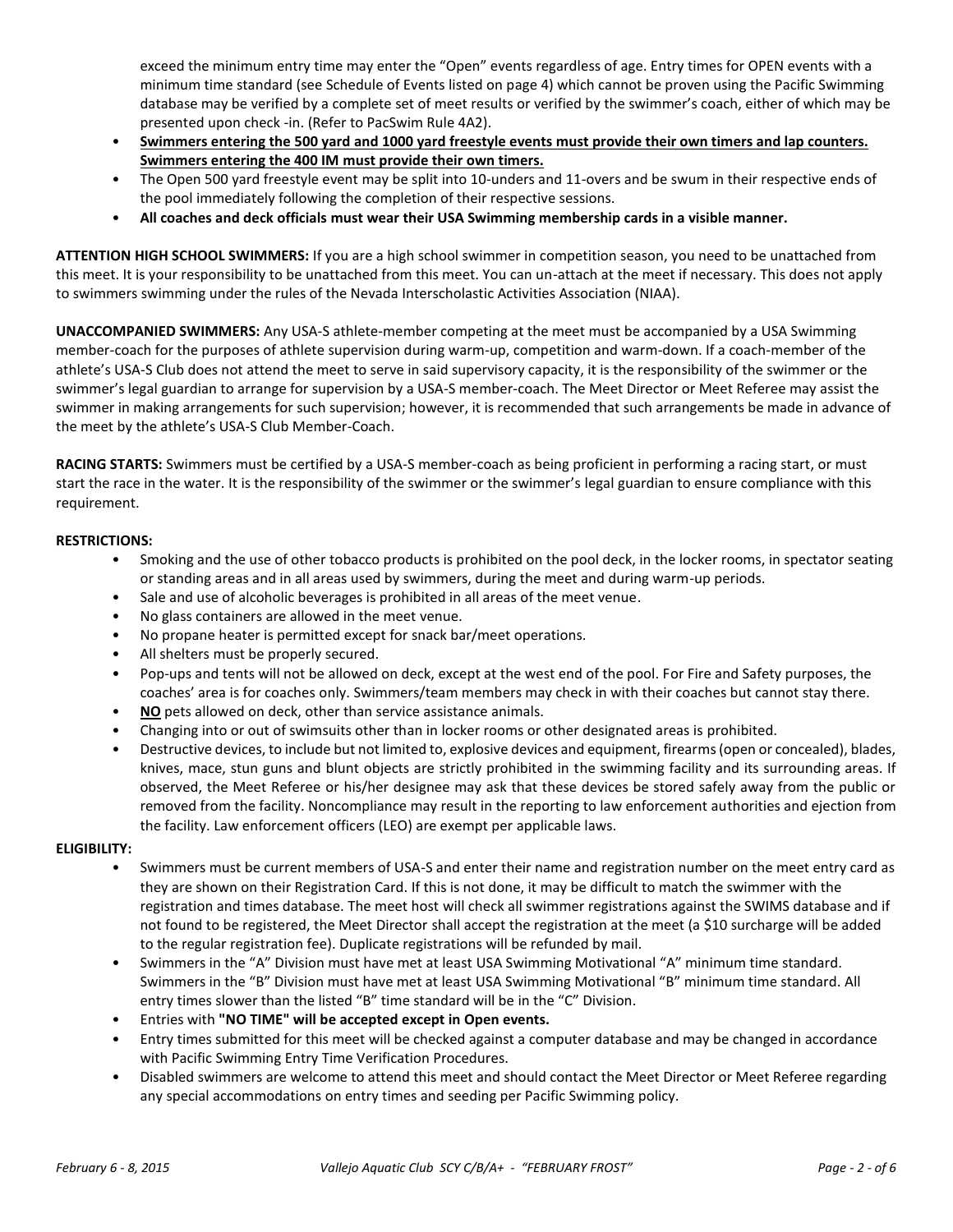exceed the minimum entry time may enter the "Open" events regardless of age. Entry times for OPEN events with a minimum time standard (see Schedule of Events listed on page 4) which cannot be proven using the Pacific Swimming database may be verified by a complete set of meet results or verified by the swimmer's coach, either of which may be presented upon check -in. (Refer to PacSwim Rule 4A2).

- **Swimmers entering the 500 yard and 1000 yard freestyle events must provide their own timers and lap counters. Swimmers entering the 400 IM must provide their own timers.**
- The Open 500 yard freestyle event may be split into 10-unders and 11-overs and be swum in their respective ends of the pool immediately following the completion of their respective sessions.
- **All coaches and deck officials must wear their USA Swimming membership cards in a visible manner.**

**ATTENTION HIGH SCHOOL SWIMMERS:** If you are a high school swimmer in competition season, you need to be unattached from this meet. It is your responsibility to be unattached from this meet. You can un-attach at the meet if necessary. This does not apply to swimmers swimming under the rules of the Nevada Interscholastic Activities Association (NIAA).

**UNACCOMPANIED SWIMMERS:** Any USA-S athlete-member competing at the meet must be accompanied by a USA Swimming member-coach for the purposes of athlete supervision during warm-up, competition and warm-down. If a coach-member of the athlete's USA-S Club does not attend the meet to serve in said supervisory capacity, it is the responsibility of the swimmer or the swimmer's legal guardian to arrange for supervision by a USA-S member-coach. The Meet Director or Meet Referee may assist the swimmer in making arrangements for such supervision; however, it is recommended that such arrangements be made in advance of the meet by the athlete's USA-S Club Member-Coach.

**RACING STARTS:** Swimmers must be certified by a USA-S member-coach as being proficient in performing a racing start, or must start the race in the water. It is the responsibility of the swimmer or the swimmer's legal guardian to ensure compliance with this requirement.

**RESTRICTIONS:**

- Smoking and the use of other tobacco products is prohibited on the pool deck, in the locker rooms, in spectator seating or standing areas and in all areas used by swimmers, during the meet and during warm-up periods.
- Sale and use of alcoholic beverages is prohibited in all areas of the meet venue.
- No glass containers are allowed in the meet venue.
- No propane heater is permitted except for snack bar/meet operations.
- All shelters must be properly secured.
- Pop-ups and tents will not be allowed on deck, except at the west end of the pool. For Fire and Safety purposes, the coaches' area is for coaches only. Swimmers/team members may check in with their coaches but cannot stay there.
- **NO** pets allowed on deck, other than service assistance animals.
- Changing into or out of swimsuits other than in locker rooms or other designated areas is prohibited.
- Destructive devices, to include but not limited to, explosive devices and equipment, firearms (open or concealed), blades, knives, mace, stun guns and blunt objects are strictly prohibited in the swimming facility and its surrounding areas. If observed, the Meet Referee or his/her designee may ask that these devices be stored safely away from the public or removed from the facility. Noncompliance may result in the reporting to law enforcement authorities and ejection from the facility. Law enforcement officers (LEO) are exempt per applicable laws.

**ELIGIBILITY:**

- Swimmers must be current members of USA-S and enter their name and registration number on the meet entry card as they are shown on their Registration Card. If this is not done, it may be difficult to match the swimmer with the registration and times database. The meet host will check all swimmer registrations against the SWIMS database and if not found to be registered, the Meet Director shall accept the registration at the meet (a $10 surcharge will be added to the regular registration fee). Duplicate registrations will be refunded by mail.
- Swimmers in the "A" Division must have met at least USA Swimming Motivational "A" minimum time standard. Swimmers in the "B" Division must have met at least USA Swimming Motivational "B" minimum time standard. All entry times slower than the listed "B" time standard will be in the "C" Division.
- Entries with **"NO TIME" will be accepted except in Open events.**
- Entry times submitted for this meet will be checked against a computer database and may be changed in accordance with Pacific Swimming Entry Time Verification Procedures.
- Disabled swimmers are welcome to attend this meet and should contact the Meet Director or Meet Referee regarding any special accommodations on entry times and seeding per Pacific Swimming policy.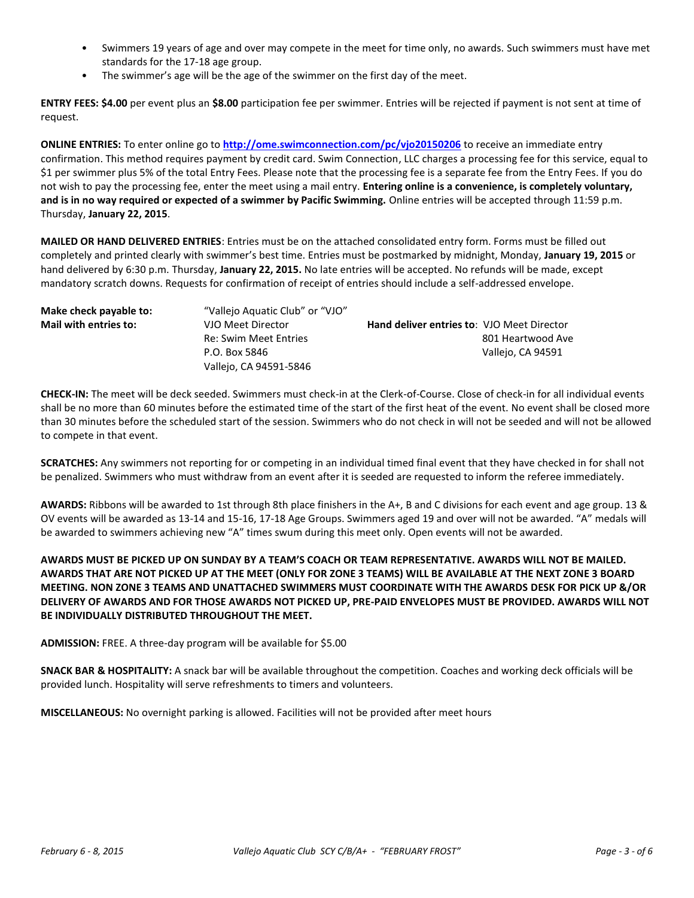- Swimmers 19 years of age and over may compete in the meet for time only, no awards. Such swimmers must have met standards for the 17-18 age group.
- The swimmer's age will be the age of the swimmer on the first day of the meet.

**ENTRY FEES: $4.00** per event plus an **$8.00** participation fee per swimmer. Entries will be rejected if payment is not sent at time of request.

**ONLINE ENTRIES:** To enter online go to **http://ome.swimconnection.com/pc/vjo20150206** to receive an immediate entry confirmation. This method requires payment by credit card. Swim Connection, LLC charges a processing fee for this service, equal to $1 per swimmer plus 5% of the total Entry Fees. Please note that the processing fee is a separate fee from the Entry Fees. If you do not wish to pay the processing fee, enter the meet using a mail entry. **Entering online is a convenience, is completely voluntary, and is in no way required or expected of a swimmer by Pacific Swimming.** Online entries will be accepted through 11:59 p.m. Thursday, **January 22, 2015**.

**MAILED OR HAND DELIVERED ENTRIES**: Entries must be on the attached consolidated entry form. Forms must be filled out completely and printed clearly with swimmer's best time. Entries must be postmarked by midnight, Monday, **January 19, 2015** or hand delivered by 6:30 p.m. Thursday, **January 22, 2015.** No late entries will be accepted. No refunds will be made, except mandatory scratch downs. Requests for confirmation of receipt of entries should include a self-addressed envelope.

**Make check payable to:** "Vallejo Aquatic Club" or "VJO"

**Mail with entries to:**
VJO Meet Director
Re: Swim Meet Entries
P.O. Box 5846
Vallejo, CA 94591-5846

**Hand deliver entries to**:
VJO Meet Director
801 Heartwood Ave
Vallejo, CA 94591

**CHECK-IN:** The meet will be deck seeded. Swimmers must check-in at the Clerk-of-Course. Close of check-in for all individual events shall be no more than 60 minutes before the estimated time of the start of the first heat of the event. No event shall be closed more than 30 minutes before the scheduled start of the session. Swimmers who do not check in will not be seeded and will not be allowed to compete in that event.

**SCRATCHES:** Any swimmers not reporting for or competing in an individual timed final event that they have checked in for shall not be penalized. Swimmers who must withdraw from an event after it is seeded are requested to inform the referee immediately.

**AWARDS:** Ribbons will be awarded to 1st through 8th place finishers in the A+, B and C divisions for each event and age group. 13 & OV events will be awarded as 13-14 and 15-16, 17-18 Age Groups. Swimmers aged 19 and over will not be awarded. "A" medals will be awarded to swimmers achieving new "A" times swum during this meet only. Open events will not be awarded.

**AWARDS MUST BE PICKED UP ON SUNDAY BY A TEAM'S COACH OR TEAM REPRESENTATIVE. AWARDS WILL NOT BE MAILED. AWARDS THAT ARE NOT PICKED UP AT THE MEET (ONLY FOR ZONE 3 TEAMS) WILL BE AVAILABLE AT THE NEXT ZONE 3 BOARD MEETING. NON ZONE 3 TEAMS AND UNATTACHED SWIMMERS MUST COORDINATE WITH THE AWARDS DESK FOR PICK UP &/OR DELIVERY OF AWARDS AND FOR THOSE AWARDS NOT PICKED UP, PRE-PAID ENVELOPES MUST BE PROVIDED. AWARDS WILL NOT BE INDIVIDUALLY DISTRIBUTED THROUGHOUT THE MEET.**

**ADMISSION:** FREE. A three-day program will be available for $5.00

**SNACK BAR & HOSPITALITY:** A snack bar will be available throughout the competition. Coaches and working deck officials will be provided lunch. Hospitality will serve refreshments to timers and volunteers.

**MISCELLANEOUS:** No overnight parking is allowed. Facilities will not be provided after meet hours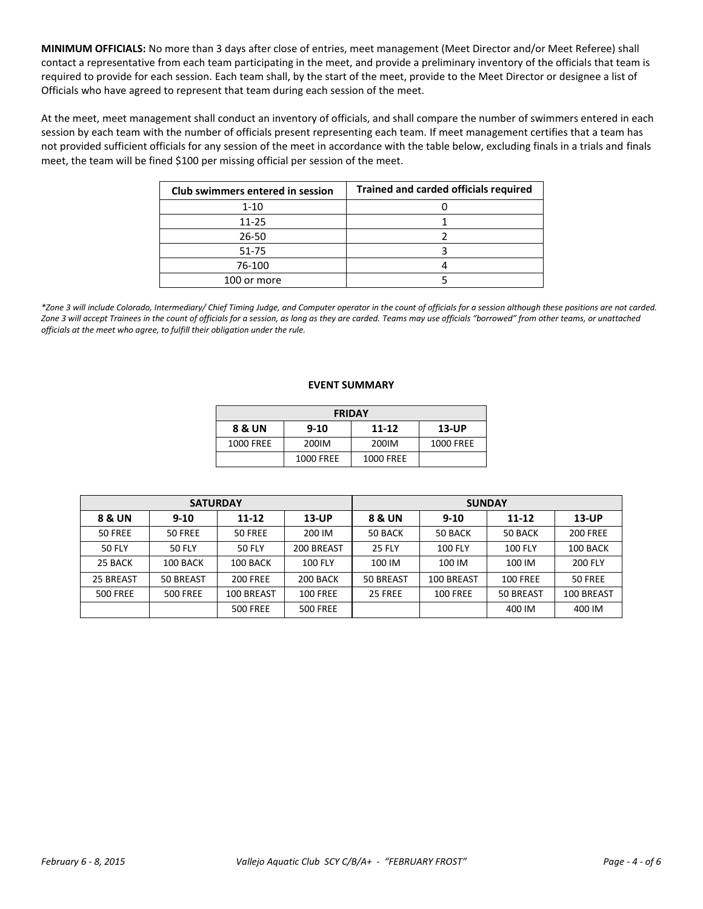**MINIMUM OFFICIALS:** No more than 3 days after close of entries, meet management (Meet Director and/or Meet Referee) shall contact a representative from each team participating in the meet, and provide a preliminary inventory of the officials that team is required to provide for each session. Each team shall, by the start of the meet, provide to the Meet Director or designee a list of Officials who have agreed to represent that team during each session of the meet.

At the meet, meet management shall conduct an inventory of officials, and shall compare the number of swimmers entered in each session by each team with the number of officials present representing each team. If meet management certifies that a team has not provided sufficient officials for any session of the meet in accordance with the table below, excluding finals in a trials and finals meet, the team will be fined $100 per missing official per session of the meet.

| Club swimmers entered in session | Trained and carded officials required |
|---|---|
| 1-10 | 0 |
| 11-25 | 1 |
| 26-50 | 2 |
| 51-75 | 3 |
| 76-100 | 4 |
| 100 or more | 5 |

*\*Zone 3 will include Colorado, Intermediary/ Chief Timing Judge, and Computer operator in the count of officials for a session although these positions are not carded. Zone 3 will accept Trainees in the count of officials for a session, as long as they are carded. Teams may use officials "borrowed" from other teams, or unattached officials at the meet who agree, to fulfill their obligation under the rule.*

**EVENT SUMMARY**

| FRIDAY | | | |
|---|---|---|---|
| **8 & UN** | **9-10** | **11-12** | **13-UP** |
| 1000 FREE | 200IM | 200IM | 1000 FREE |
| | 1000 FREE | 1000 FREE | |

| SATURDAY | | | | SUNDAY | | | |
|---|---|---|---|---|---|---|---|
| **8 & UN** | **9-10** | **11-12** | **13-UP** | **8 & UN** | **9-10** | **11-12** | **13-UP** |
| 50 FREE | 50 FREE | 50 FREE | 200 IM | 50 BACK | 50 BACK | 50 BACK | 200 FREE |
| 50 FLY | 50 FLY | 50 FLY | 200 BREAST | 25 FLY | 100 FLY | 100 FLY | 100 BACK |
| 25 BACK | 100 BACK | 100 BACK | 100 FLY | 100 IM | 100 IM | 100 IM | 200 FLY |
| 25 BREAST | 50 BREAST | 200 FREE | 200 BACK | 50 BREAST | 100 BREAST | 100 FREE | 50 FREE |
| 500 FREE | 500 FREE | 100 BREAST | 100 FREE | 25 FREE | 100 FREE | 50 BREAST | 100 BREAST |
| | | 500 FREE | 500 FREE | | | 400 IM | 400 IM |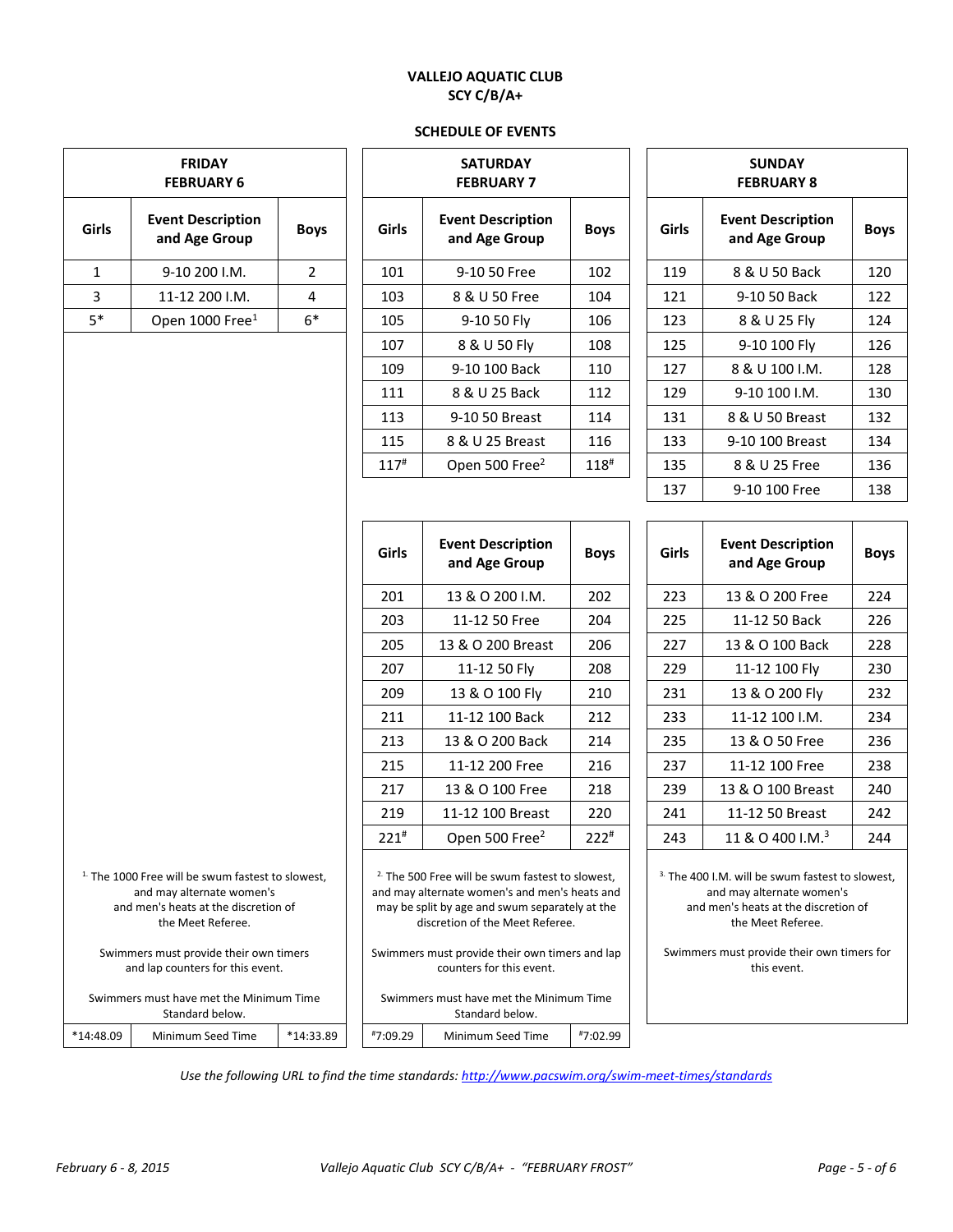**VALLEJO AQUATIC CLUB**
**SCY C/B/A+**

**SCHEDULE OF EVENTS**

## FRIDAY FEBRUARY 6

| Girls | Event Description and Age Group | Boys |
|---|---|---|
| 1 | 9-10 200 I.M. | 2 |
| 3 | 11-12 200 I.M. | 4 |
| 5* | Open 1000 Free[1] | 6* |

[1] The 1000 Free will be swum fastest to slowest, and may alternate women's and men's heats at the discretion of the Meet Referee.

Swimmers must provide their own timers and lap counters for this event.

Swimmers must have met the Minimum Time Standard below.

| *14:48.09 | Minimum Seed Time | *14:33.89 |
|---|---|---|

## SATURDAY FEBRUARY 7

| Girls | Event Description and Age Group | Boys |
|---|---|---|
| 101 | 9-10 50 Free | 102 |
| 103 | 8 & U 50 Free | 104 |
| 105 | 9-10 50 Fly | 106 |
| 107 | 8 & U 50 Fly | 108 |
| 109 | 9-10 100 Back | 110 |
| 111 | 8 & U 25 Back | 112 |
| 113 | 9-10 50 Breast | 114 |
| 115 | 8 & U 25 Breast | 116 |
| 117# | Open 500 Free[2] | 118# |

| Girls | Event Description and Age Group | Boys |
|---|---|---|
| 201 | 13 & O 200 I.M. | 202 |
| 203 | 11-12 50 Free | 204 |
| 205 | 13 & O 200 Breast | 206 |
| 207 | 11-12 50 Fly | 208 |
| 209 | 13 & O 100 Fly | 210 |
| 211 | 11-12 100 Back | 212 |
| 213 | 13 & O 200 Back | 214 |
| 215 | 11-12 200 Free | 216 |
| 217 | 13 & O 100 Free | 218 |
| 219 | 11-12 100 Breast | 220 |
| 221# | Open 500 Free[2] | 222# |

[2] The 500 Free will be swum fastest to slowest, and may alternate women's and men's heats and may be split by age and swum separately at the discretion of the Meet Referee.

Swimmers must provide their own timers and lap counters for this event.

Swimmers must have met the Minimum Time Standard below.

| #7:09.29 | Minimum Seed Time | #7:02.99 |
|---|---|---|

## SUNDAY FEBRUARY 8

| Girls | Event Description and Age Group | Boys |
|---|---|---|
| 119 | 8 & U 50 Back | 120 |
| 121 | 9-10 50 Back | 122 |
| 123 | 8 & U 25 Fly | 124 |
| 125 | 9-10 100 Fly | 126 |
| 127 | 8 & U 100 I.M. | 128 |
| 129 | 9-10 100 I.M. | 130 |
| 131 | 8 & U 50 Breast | 132 |
| 133 | 9-10 100 Breast | 134 |
| 135 | 8 & U 25 Free | 136 |
| 137 | 9-10 100 Free | 138 |

| Girls | Event Description and Age Group | Boys |
|---|---|---|
| 223 | 13 & O 200 Free | 224 |
| 225 | 11-12 50 Back | 226 |
| 227 | 13 & O 100 Back | 228 |
| 229 | 11-12 100 Fly | 230 |
| 231 | 13 & O 200 Fly | 232 |
| 233 | 11-12 100 I.M. | 234 |
| 235 | 13 & O 50 Free | 236 |
| 237 | 11-12 100 Free | 238 |
| 239 | 13 & O 100 Breast | 240 |
| 241 | 11-12 50 Breast | 242 |
| 243 | 11 & O 400 I.M.[3] | 244 |

[3] The 400 I.M. will be swum fastest to slowest, and may alternate women's and men's heats at the discretion of the Meet Referee.

Swimmers must provide their own timers for this event.

*Use the following URL to find the time standards: http://www.pacswim.org/swim-meet-times/standards*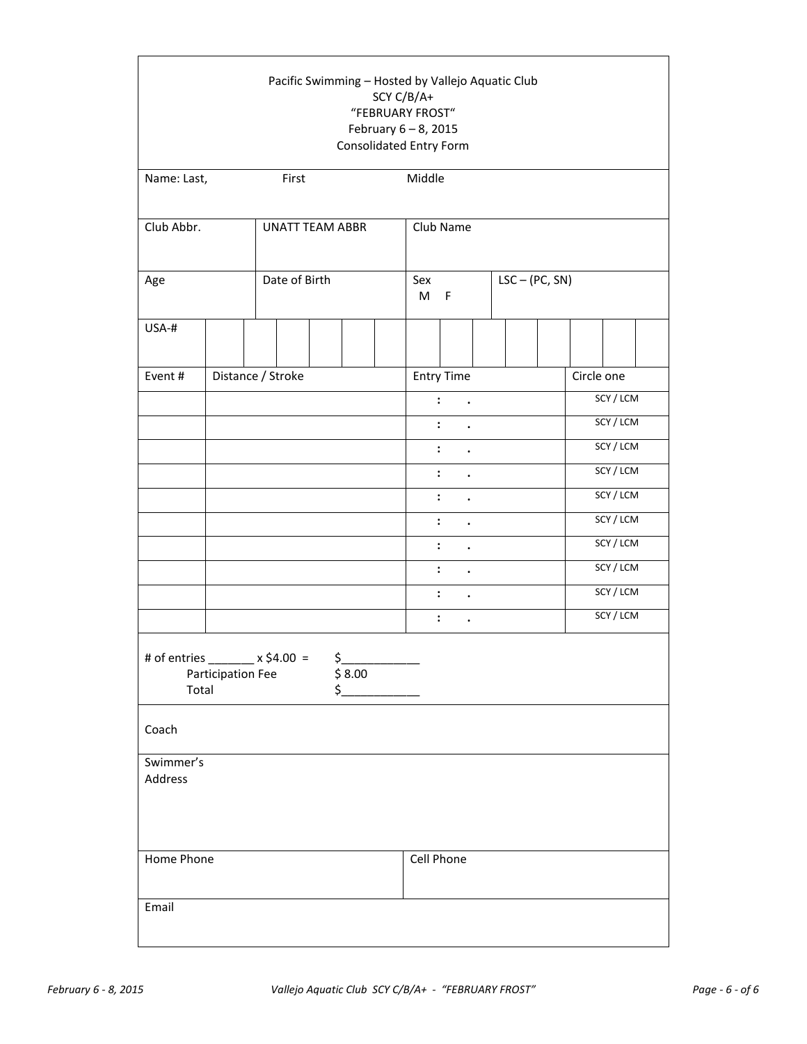Pacific Swimming – Hosted by Vallejo Aquatic Club
SCY C/B/A+
"FEBRUARY FROST"
February 6 – 8, 2015
Consolidated Entry Form

| | | | |
|---|---|---|---|
| Name: Last, First Middle | | | |
| Club Abbr. | UNATT TEAM ABBR | Club Name | |
| Age | Date of Birth | Sex M F | LSC – (PC, SN) |
| USA-# | | | |

| Event # | Distance / Stroke | Entry Time | Circle one |
|---|---|---|---|
| | | : . | SCY / LCM |
| | | : . | SCY / LCM |
| | | : . | SCY / LCM |
| | | : . | SCY / LCM |
| | | : . | SCY / LCM |
| | | : . | SCY / LCM |
| | | : . | SCY / LCM |
| | | : . | SCY / LCM |
| | | : . | SCY / LCM |
| | | : . | SCY / LCM |

# of entries _______ x $4.00 = $____________
Participation Fee $ 8.00
Total $____________

Coach

Swimmer's Address

| | |
|---|---|
| Home Phone | Cell Phone |

Email